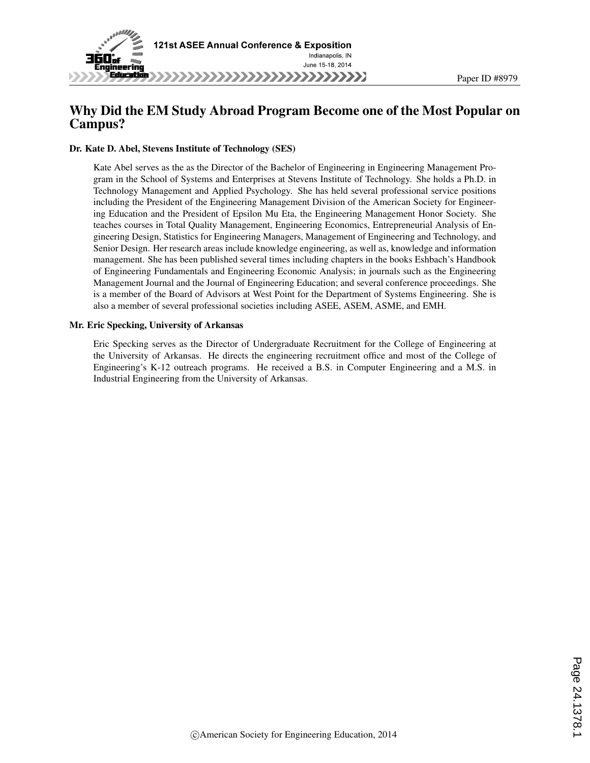# Why Did the EM Study Abroad Program Become one of the Most Popular on Campus?

**Dr. Kate D. Abel, Stevens Institute of Technology (SES)**

Kate Abel serves as the as the Director of the Bachelor of Engineering in Engineering Management Program in the School of Systems and Enterprises at Stevens Institute of Technology. She holds a Ph.D. in Technology Management and Applied Psychology. She has held several professional service positions including the President of the Engineering Management Division of the American Society for Engineering Education and the President of Epsilon Mu Eta, the Engineering Management Honor Society. She teaches courses in Total Quality Management, Engineering Economics, Entrepreneurial Analysis of Engineering Design, Statistics for Engineering Managers, Management of Engineering and Technology, and Senior Design. Her research areas include knowledge engineering, as well as, knowledge and information management. She has been published several times including chapters in the books Eshbach's Handbook of Engineering Fundamentals and Engineering Economic Analysis; in journals such as the Engineering Management Journal and the Journal of Engineering Education; and several conference proceedings. She is a member of the Board of Advisors at West Point for the Department of Systems Engineering. She is also a member of several professional societies including ASEE, ASEM, ASME, and EMH.

**Mr. Eric Specking, University of Arkansas**

Eric Specking serves as the Director of Undergraduate Recruitment for the College of Engineering at the University of Arkansas. He directs the engineering recruitment office and most of the College of Engineering's K-12 outreach programs. He received a B.S. in Computer Engineering and a M.S. in Industrial Engineering from the University of Arkansas.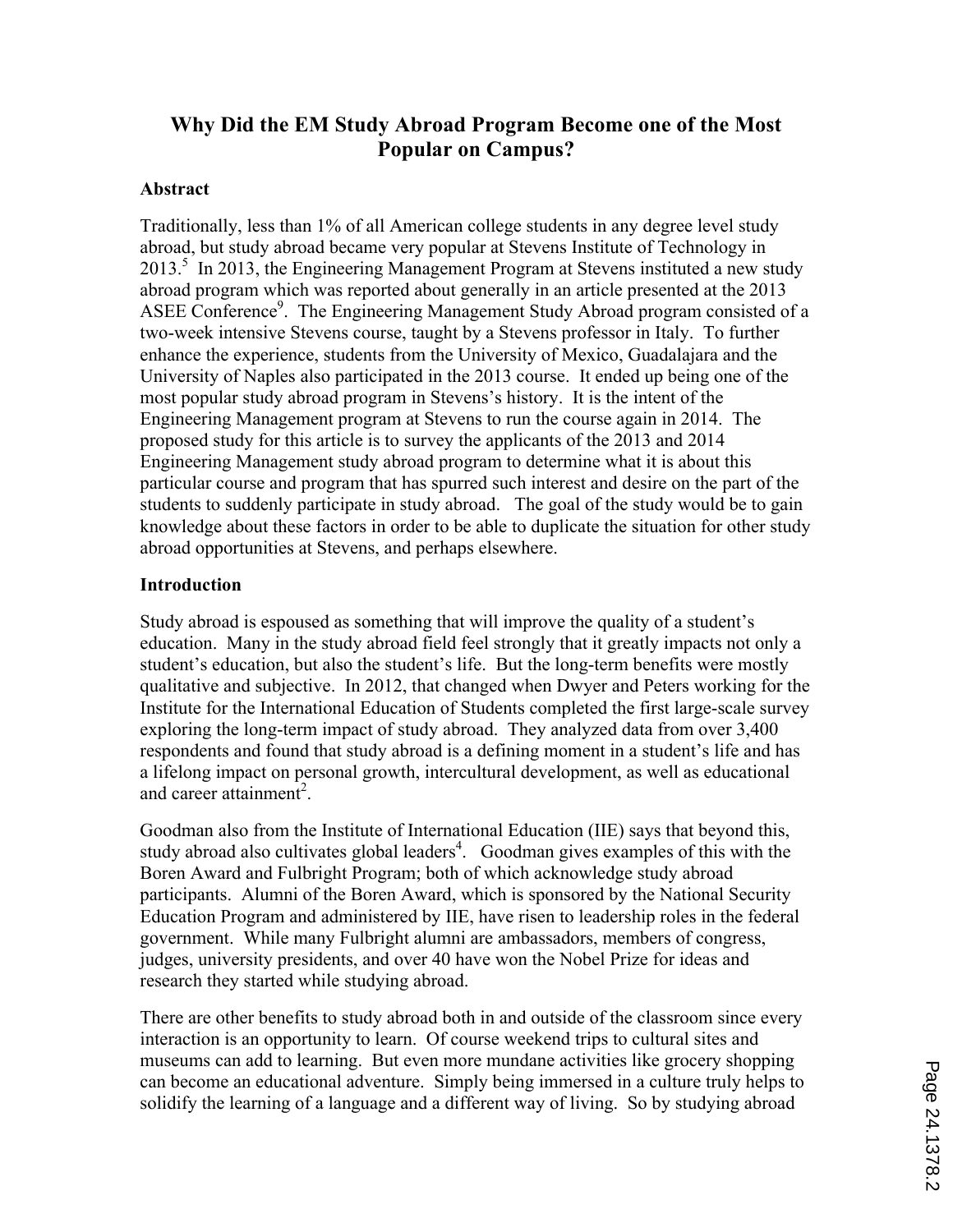# Why Did the EM Study Abroad Program Become one of the Most Popular on Campus?

## Abstract

Traditionally, less than 1% of all American college students in any degree level study abroad, but study abroad became very popular at Stevens Institute of Technology in 2013.[5] In 2013, the Engineering Management Program at Stevens instituted a new study abroad program which was reported about generally in an article presented at the 2013 ASEE Conference[9]. The Engineering Management Study Abroad program consisted of a two-week intensive Stevens course, taught by a Stevens professor in Italy. To further enhance the experience, students from the University of Mexico, Guadalajara and the University of Naples also participated in the 2013 course. It ended up being one of the most popular study abroad program in Stevens's history. It is the intent of the Engineering Management program at Stevens to run the course again in 2014. The proposed study for this article is to survey the applicants of the 2013 and 2014 Engineering Management study abroad program to determine what it is about this particular course and program that has spurred such interest and desire on the part of the students to suddenly participate in study abroad. The goal of the study would be to gain knowledge about these factors in order to be able to duplicate the situation for other study abroad opportunities at Stevens, and perhaps elsewhere.

## Introduction

Study abroad is espoused as something that will improve the quality of a student's education. Many in the study abroad field feel strongly that it greatly impacts not only a student's education, but also the student's life. But the long-term benefits were mostly qualitative and subjective. In 2012, that changed when Dwyer and Peters working for the Institute for the International Education of Students completed the first large-scale survey exploring the long-term impact of study abroad. They analyzed data from over 3,400 respondents and found that study abroad is a defining moment in a student's life and has a lifelong impact on personal growth, intercultural development, as well as educational and career attainment[2].

Goodman also from the Institute of International Education (IIE) says that beyond this, study abroad also cultivates global leaders[4]. Goodman gives examples of this with the Boren Award and Fulbright Program; both of which acknowledge study abroad participants. Alumni of the Boren Award, which is sponsored by the National Security Education Program and administered by IIE, have risen to leadership roles in the federal government. While many Fulbright alumni are ambassadors, members of congress, judges, university presidents, and over 40 have won the Nobel Prize for ideas and research they started while studying abroad.

There are other benefits to study abroad both in and outside of the classroom since every interaction is an opportunity to learn. Of course weekend trips to cultural sites and museums can add to learning. But even more mundane activities like grocery shopping can become an educational adventure. Simply being immersed in a culture truly helps to solidify the learning of a language and a different way of living. So by studying abroad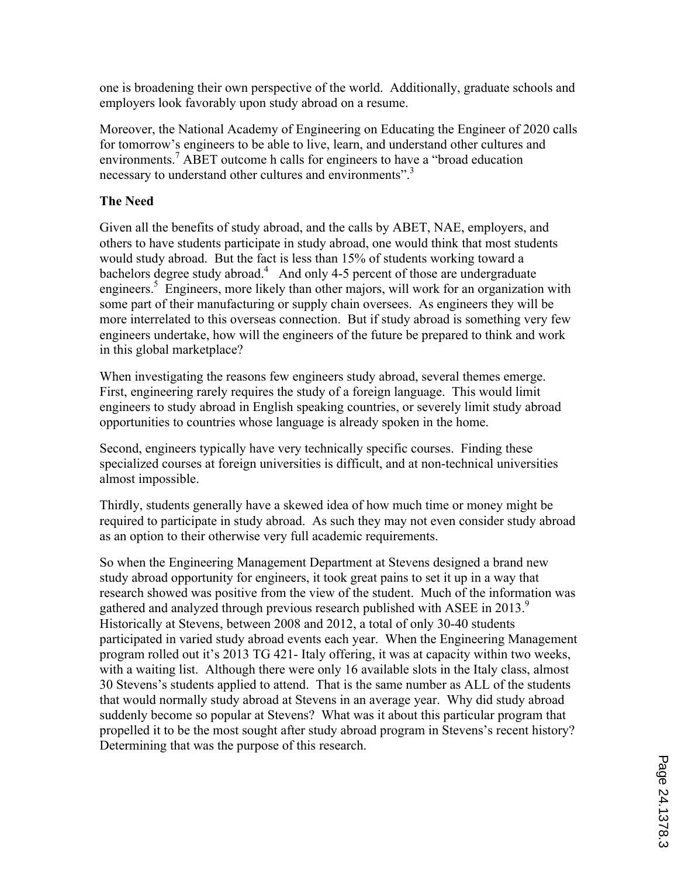one is broadening their own perspective of the world. Additionally, graduate schools and employers look favorably upon study abroad on a resume.

Moreover, the National Academy of Engineering on Educating the Engineer of 2020 calls for tomorrow's engineers to be able to live, learn, and understand other cultures and environments.[7] ABET outcome h calls for engineers to have a "broad education necessary to understand other cultures and environments".[3]

**The Need**

Given all the benefits of study abroad, and the calls by ABET, NAE, employers, and others to have students participate in study abroad, one would think that most students would study abroad. But the fact is less than 15% of students working toward a bachelors degree study abroad.[4] And only 4-5 percent of those are undergraduate engineers.[5] Engineers, more likely than other majors, will work for an organization with some part of their manufacturing or supply chain oversees. As engineers they will be more interrelated to this overseas connection. But if study abroad is something very few engineers undertake, how will the engineers of the future be prepared to think and work in this global marketplace?

When investigating the reasons few engineers study abroad, several themes emerge. First, engineering rarely requires the study of a foreign language. This would limit engineers to study abroad in English speaking countries, or severely limit study abroad opportunities to countries whose language is already spoken in the home.

Second, engineers typically have very technically specific courses. Finding these specialized courses at foreign universities is difficult, and at non-technical universities almost impossible.

Thirdly, students generally have a skewed idea of how much time or money might be required to participate in study abroad. As such they may not even consider study abroad as an option to their otherwise very full academic requirements.

So when the Engineering Management Department at Stevens designed a brand new study abroad opportunity for engineers, it took great pains to set it up in a way that research showed was positive from the view of the student. Much of the information was gathered and analyzed through previous research published with ASEE in 2013.[9] Historically at Stevens, between 2008 and 2012, a total of only 30-40 students participated in varied study abroad events each year. When the Engineering Management program rolled out it's 2013 TG 421- Italy offering, it was at capacity within two weeks, with a waiting list. Although there were only 16 available slots in the Italy class, almost 30 Stevens's students applied to attend. That is the same number as ALL of the students that would normally study abroad at Stevens in an average year. Why did study abroad suddenly become so popular at Stevens? What was it about this particular program that propelled it to be the most sought after study abroad program in Stevens's recent history? Determining that was the purpose of this research.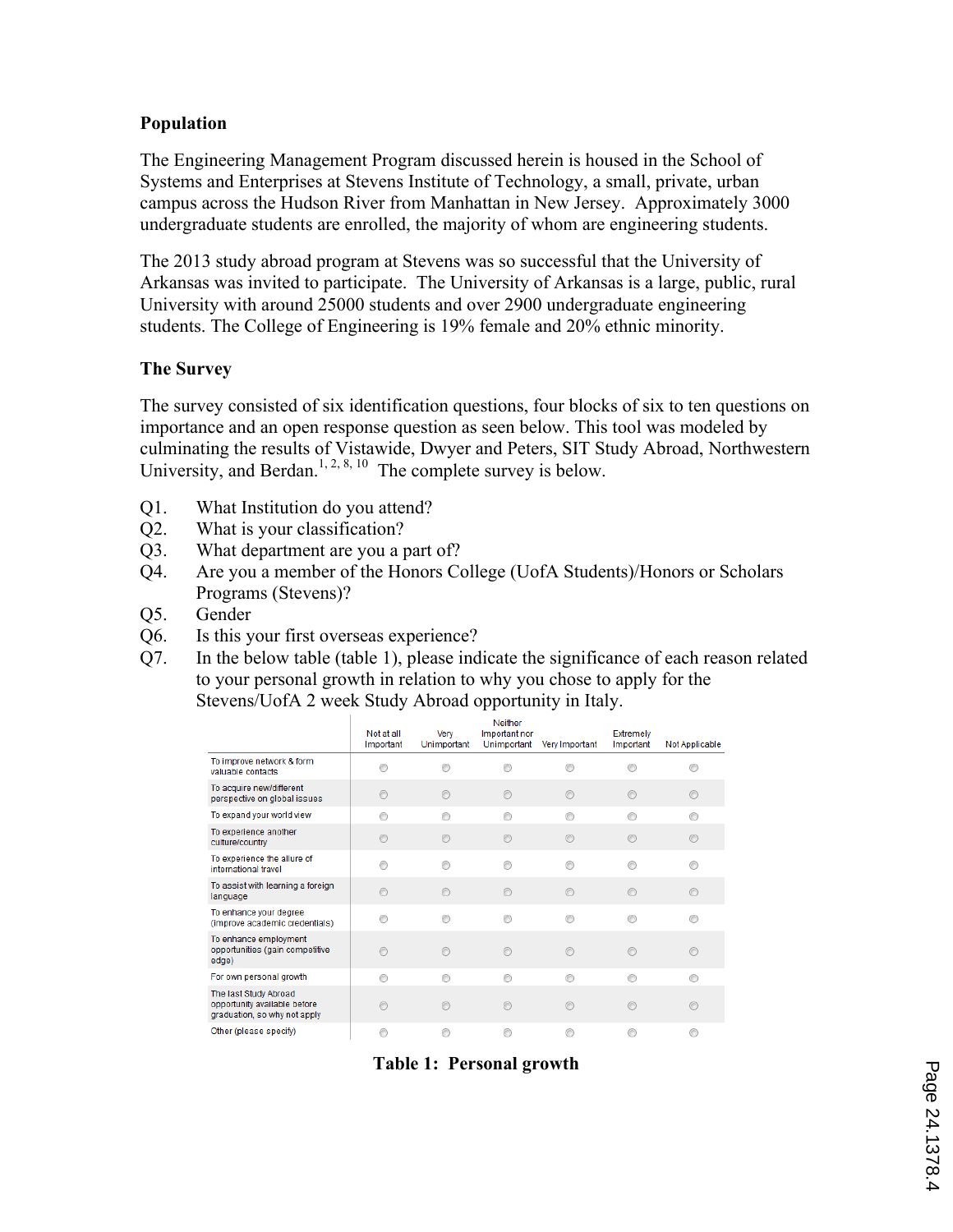### Population

The Engineering Management Program discussed herein is housed in the School of Systems and Enterprises at Stevens Institute of Technology, a small, private, urban campus across the Hudson River from Manhattan in New Jersey. Approximately 3000 undergraduate students are enrolled, the majority of whom are engineering students.

The 2013 study abroad program at Stevens was so successful that the University of Arkansas was invited to participate. The University of Arkansas is a large, public, rural University with around 25000 students and over 2900 undergraduate engineering students. The College of Engineering is 19% female and 20% ethnic minority.

### The Survey

The survey consisted of six identification questions, four blocks of six to ten questions on importance and an open response question as seen below. This tool was modeled by culminating the results of Vistawide, Dwyer and Peters, SIT Study Abroad, Northwestern University, and Berdan.[1, 2, 8, 10] The complete survey is below.

Q1. What Institution do you attend?
Q2. What is your classification?
Q3. What department are you a part of?
Q4. Are you a member of the Honors College (UofA Students)/Honors or Scholars Programs (Stevens)?
Q5. Gender
Q6. Is this your first overseas experience?
Q7. In the below table (table 1), please indicate the significance of each reason related to your personal growth in relation to why you chose to apply for the Stevens/UofA 2 week Study Abroad opportunity in Italy.

| | Not at all Important | Very Unimportant | Neither Important nor Unimportant | Very Important | Extremely Important | Not Applicable |
|---|---|---|---|---|---|---|
| To improve network & form valuable contacts | ○ | ○ | ○ | ○ | ○ | ○ |
| To acquire new/different perspective on global issues | ○ | ○ | ○ | ○ | ○ | ○ |
| To expand your world view | ○ | ○ | ○ | ○ | ○ | ○ |
| To experience another culture/country | ○ | ○ | ○ | ○ | ○ | ○ |
| To experience the allure of international travel | ○ | ○ | ○ | ○ | ○ | ○ |
| To assist with learning a foreign language | ○ | ○ | ○ | ○ | ○ | ○ |
| To enhance your degree (improve academic credentials) | ○ | ○ | ○ | ○ | ○ | ○ |
| To enhance employment opportunities (gain competitive edge) | ○ | ○ | ○ | ○ | ○ | ○ |
| For own personal growth | ○ | ○ | ○ | ○ | ○ | ○ |
| The last Study Abroad opportunity available before graduation, so why not apply | ○ | ○ | ○ | ○ | ○ | ○ |
| Other (please specify) | ○ | ○ | ○ | ○ | ○ | ○ |

**Table 1: Personal growth**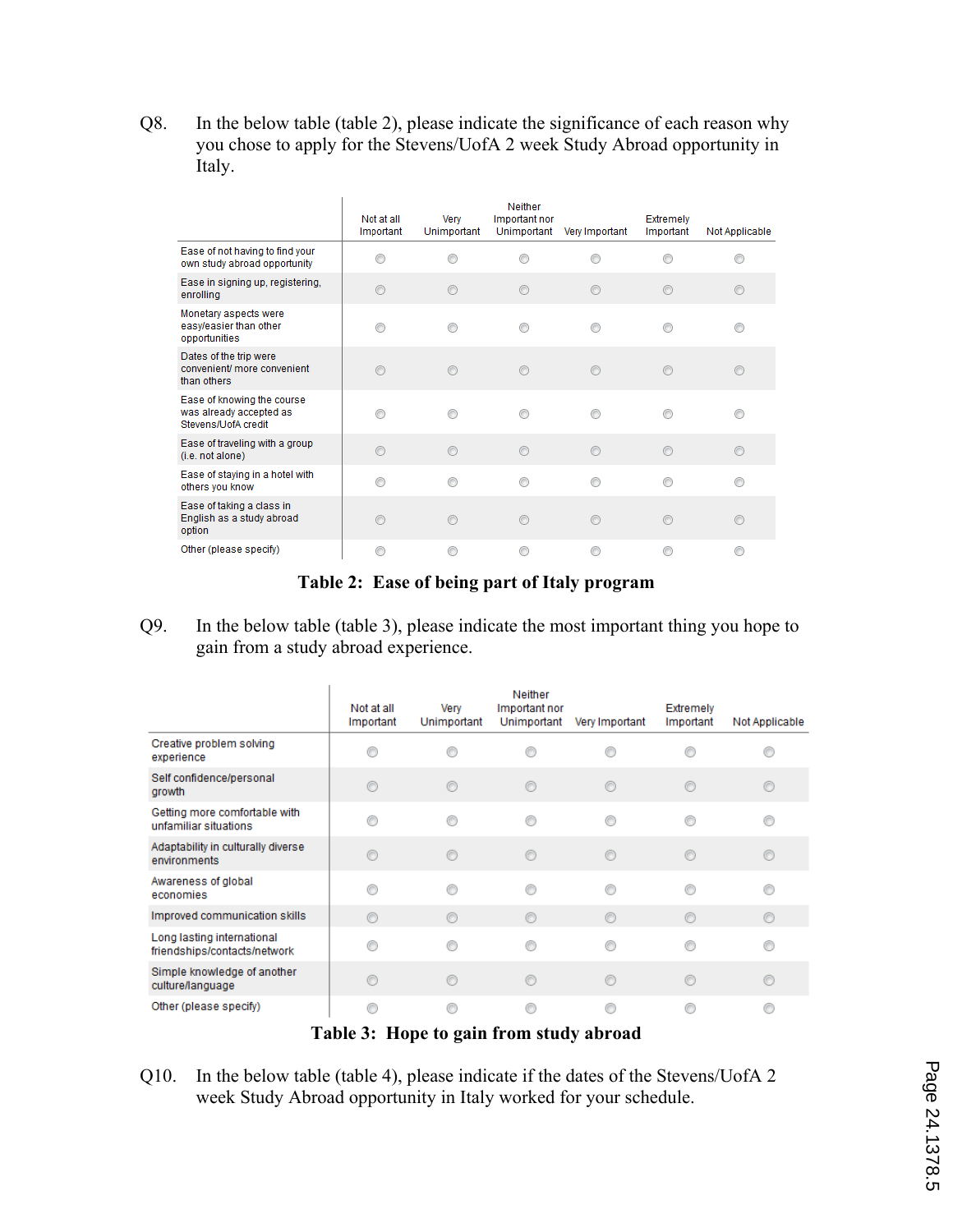Q8. In the below table (table 2), please indicate the significance of each reason why you chose to apply for the Stevens/UofA 2 week Study Abroad opportunity in Italy.

| | Not at all Important | Very Unimportant | Neither Important nor Unimportant | Very Important | Extremely Important | Not Applicable |
|---|---|---|---|---|---|---|
| Ease of not having to find your own study abroad opportunity | ○ | ○ | ○ | ○ | ○ | ○ |
| Ease in signing up, registering, enrolling | ○ | ○ | ○ | ○ | ○ | ○ |
| Monetary aspects were easy/easier than other opportunities | ○ | ○ | ○ | ○ | ○ | ○ |
| Dates of the trip were convenient/ more convenient than others | ○ | ○ | ○ | ○ | ○ | ○ |
| Ease of knowing the course was already accepted as Stevens/UofA credit | ○ | ○ | ○ | ○ | ○ | ○ |
| Ease of traveling with a group (i.e. not alone) | ○ | ○ | ○ | ○ | ○ | ○ |
| Ease of staying in a hotel with others you know | ○ | ○ | ○ | ○ | ○ | ○ |
| Ease of taking a class in English as a study abroad option | ○ | ○ | ○ | ○ | ○ | ○ |
| Other (please specify) | ○ | ○ | ○ | ○ | ○ | ○ |

**Table 2: Ease of being part of Italy program**

Q9. In the below table (table 3), please indicate the most important thing you hope to gain from a study abroad experience.

| | Not at all Important | Very Unimportant | Neither Important nor Unimportant | Very Important | Extremely Important | Not Applicable |
|---|---|---|---|---|---|---|
| Creative problem solving experience | ○ | ○ | ○ | ○ | ○ | ○ |
| Self confidence/personal growth | ○ | ○ | ○ | ○ | ○ | ○ |
| Getting more comfortable with unfamiliar situations | ○ | ○ | ○ | ○ | ○ | ○ |
| Adaptability in culturally diverse environments | ○ | ○ | ○ | ○ | ○ | ○ |
| Awareness of global economies | ○ | ○ | ○ | ○ | ○ | ○ |
| Improved communication skills | ○ | ○ | ○ | ○ | ○ | ○ |
| Long lasting international friendships/contacts/network | ○ | ○ | ○ | ○ | ○ | ○ |
| Simple knowledge of another culture/language | ○ | ○ | ○ | ○ | ○ | ○ |
| Other (please specify) | ○ | ○ | ○ | ○ | ○ | ○ |

**Table 3: Hope to gain from study abroad**

Q10. In the below table (table 4), please indicate if the dates of the Stevens/UofA 2 week Study Abroad opportunity in Italy worked for your schedule.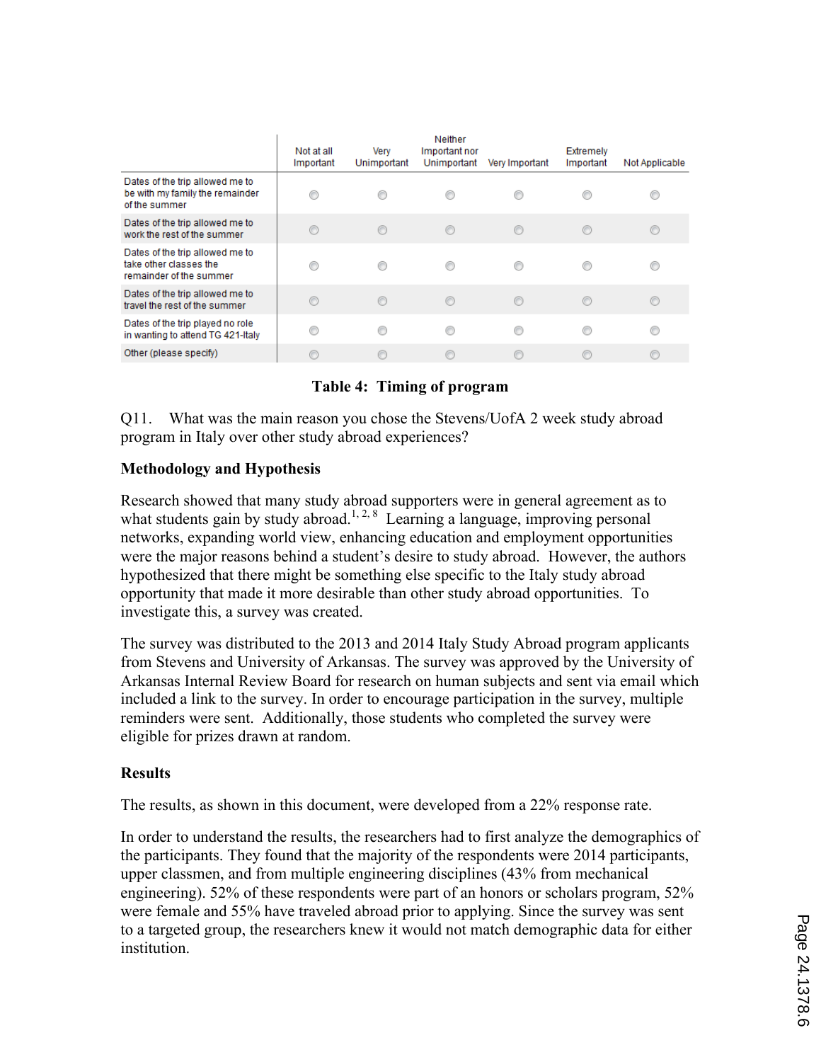| | Not at all Important | Very Unimportant | Neither Important nor Unimportant | Very Important | Extremely Important | Not Applicable |
|---|---|---|---|---|---|---|
| Dates of the trip allowed me to be with my family the remainder of the summer | ○ | ○ | ○ | ○ | ○ | ○ |
| Dates of the trip allowed me to work the rest of the summer | ○ | ○ | ○ | ○ | ○ | ○ |
| Dates of the trip allowed me to take other classes the remainder of the summer | ○ | ○ | ○ | ○ | ○ | ○ |
| Dates of the trip allowed me to travel the rest of the summer | ○ | ○ | ○ | ○ | ○ | ○ |
| Dates of the trip played no role in wanting to attend TG 421-Italy | ○ | ○ | ○ | ○ | ○ | ○ |
| Other (please specify) | ○ | ○ | ○ | ○ | ○ | ○ |

**Table 4: Timing of program**

Q11. What was the main reason you chose the Stevens/UofA 2 week study abroad program in Italy over other study abroad experiences?

**Methodology and Hypothesis**

Research showed that many study abroad supporters were in general agreement as to what students gain by study abroad.[1, 2, 8] Learning a language, improving personal networks, expanding world view, enhancing education and employment opportunities were the major reasons behind a student's desire to study abroad. However, the authors hypothesized that there might be something else specific to the Italy study abroad opportunity that made it more desirable than other study abroad opportunities. To investigate this, a survey was created.

The survey was distributed to the 2013 and 2014 Italy Study Abroad program applicants from Stevens and University of Arkansas. The survey was approved by the University of Arkansas Internal Review Board for research on human subjects and sent via email which included a link to the survey. In order to encourage participation in the survey, multiple reminders were sent. Additionally, those students who completed the survey were eligible for prizes drawn at random.

**Results**

The results, as shown in this document, were developed from a 22% response rate.

In order to understand the results, the researchers had to first analyze the demographics of the participants. They found that the majority of the respondents were 2014 participants, upper classmen, and from multiple engineering disciplines (43% from mechanical engineering). 52% of these respondents were part of an honors or scholars program, 52% were female and 55% have traveled abroad prior to applying. Since the survey was sent to a targeted group, the researchers knew it would not match demographic data for either institution.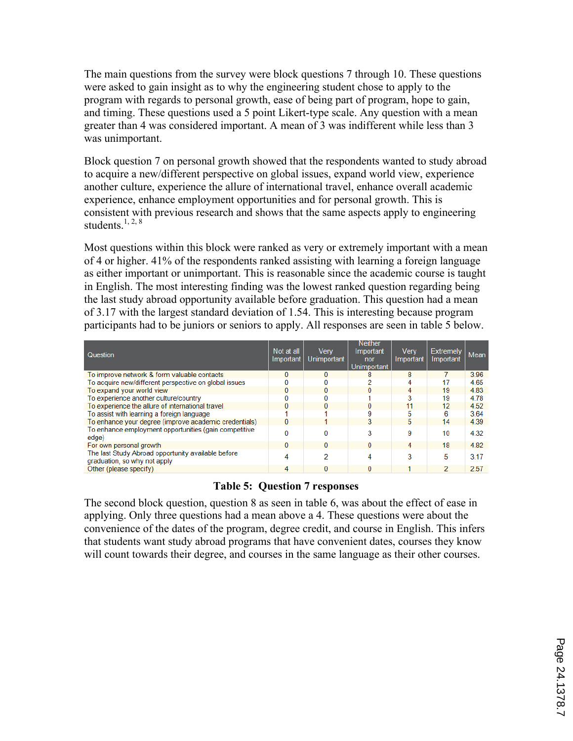The main questions from the survey were block questions 7 through 10. These questions were asked to gain insight as to why the engineering student chose to apply to the program with regards to personal growth, ease of being part of program, hope to gain, and timing. These questions used a 5 point Likert-type scale. Any question with a mean greater than 4 was considered important. A mean of 3 was indifferent while less than 3 was unimportant.

Block question 7 on personal growth showed that the respondents wanted to study abroad to acquire a new/different perspective on global issues, expand world view, experience another culture, experience the allure of international travel, enhance overall academic experience, enhance employment opportunities and for personal growth. This is consistent with previous research and shows that the same aspects apply to engineering students.[1, 2, 8]

Most questions within this block were ranked as very or extremely important with a mean of 4 or higher. 41% of the respondents ranked assisting with learning a foreign language as either important or unimportant. This is reasonable since the academic course is taught in English. The most interesting finding was the lowest ranked question regarding being the last study abroad opportunity available before graduation. This question had a mean of 3.17 with the largest standard deviation of 1.54. This is interesting because program participants had to be juniors or seniors to apply. All responses are seen in table 5 below.

| Question | Not at all Important | Very Unimportant | Neither Important nor Unimportant | Very Important | Extremely Important | Mean |
|---|---|---|---|---|---|---|
| To improve network & form valuable contacts | 0 | 0 | 8 | 8 | 7 | 3.96 |
| To acquire new/different perspective on global issues | 0 | 0 | 2 | 4 | 17 | 4.65 |
| To expand your world view | 0 | 0 | 0 | 4 | 19 | 4.83 |
| To experience another culture/country | 0 | 0 | 1 | 3 | 19 | 4.78 |
| To experience the allure of international travel | 0 | 0 | 0 | 11 | 12 | 4.52 |
| To assist with learning a foreign language | 1 | 1 | 9 | 5 | 6 | 3.64 |
| To enhance your degree (improve academic credentials) | 0 | 1 | 3 | 5 | 14 | 4.39 |
| To enhance employment opportunities (gain competitive edge) | 0 | 0 | 3 | 9 | 10 | 4.32 |
| For own personal growth | 0 | 0 | 0 | 4 | 18 | 4.82 |
| The last Study Abroad opportunity available before graduation, so why not apply | 4 | 2 | 4 | 3 | 5 | 3.17 |
| Other (please specify) | 4 | 0 | 0 | 1 | 2 | 2.57 |

**Table 5: Question 7 responses**

The second block question, question 8 as seen in table 6, was about the effect of ease in applying. Only three questions had a mean above a 4. These questions were about the convenience of the dates of the program, degree credit, and course in English. This infers that students want study abroad programs that have convenient dates, courses they know will count towards their degree, and courses in the same language as their other courses.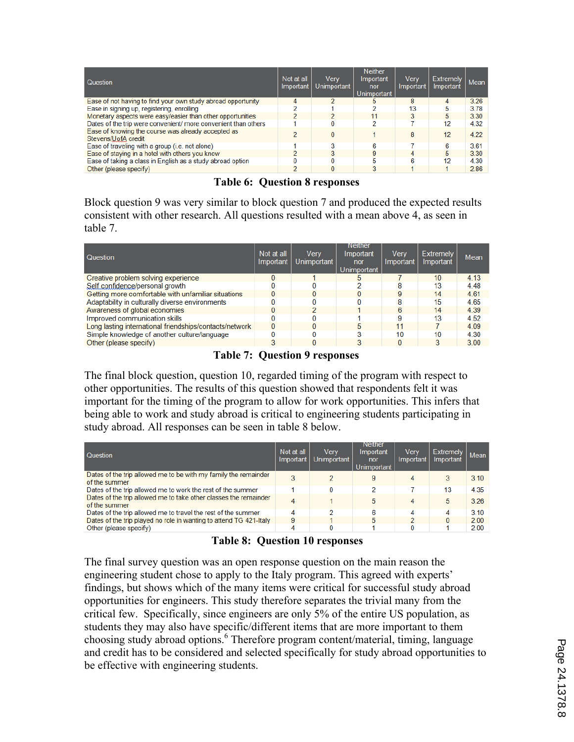| Question | Not at all Important | Very Unimportant | Neither Important nor Unimportant | Very Important | Extremely Important | Mean |
|---|---|---|---|---|---|---|
| Ease of not having to find your own study abroad opportunity | 4 | 2 | 5 | 8 | 4 | 3.26 |
| Ease in signing up, registering, enrolling | 2 | 1 | 2 | 13 | 5 | 3.78 |
| Monetary aspects were easy/easier than other opportunities | 2 | 2 | 11 | 3 | 5 | 3.30 |
| Dates of the trip were convenient/ more convenient than others | 1 | 0 | 2 | 7 | 12 | 4.32 |
| Ease of knowing the course was already accepted as Stevens/UofA credit | 2 | 0 | 1 | 8 | 12 | 4.22 |
| Ease of traveling with a group (i.e. not alone) | 1 | 3 | 6 | 7 | 6 | 3.61 |
| Ease of staying in a hotel with others you know | 2 | 3 | 9 | 4 | 5 | 3.30 |
| Ease of taking a class in English as a study abroad option | 0 | 0 | 5 | 6 | 12 | 4.30 |
| Other (please specify) | 2 | 0 | 3 | 1 | 1 | 2.86 |

**Table 6: Question 8 responses**

Block question 9 was very similar to block question 7 and produced the expected results consistent with other research. All questions resulted with a mean above 4, as seen in table 7.

| Question | Not at all Important | Very Unimportant | Neither Important nor Unimportant | Very Important | Extremely Important | Mean |
|---|---|---|---|---|---|---|
| Creative problem solving experience | 0 | 1 | 5 | 7 | 10 | 4.13 |
| Self confidence/personal growth | 0 | 0 | 2 | 8 | 13 | 4.48 |
| Getting more comfortable with unfamiliar situations | 0 | 0 | 0 | 9 | 14 | 4.61 |
| Adaptability in culturally diverse environments | 0 | 0 | 0 | 8 | 15 | 4.65 |
| Awareness of global economies | 0 | 2 | 1 | 6 | 14 | 4.39 |
| Improved communication skills | 0 | 0 | 1 | 9 | 13 | 4.52 |
| Long lasting international friendships/contacts/network | 0 | 0 | 5 | 11 | 7 | 4.09 |
| Simple knowledge of another culture/language | 0 | 0 | 3 | 10 | 10 | 4.30 |
| Other (please specify) | 3 | 0 | 3 | 0 | 3 | 3.00 |

**Table 7: Question 9 responses**

The final block question, question 10, regarded timing of the program with respect to other opportunities. The results of this question showed that respondents felt it was important for the timing of the program to allow for work opportunities. This infers that being able to work and study abroad is critical to engineering students participating in study abroad. All responses can be seen in table 8 below.

| Question | Not at all Important | Very Unimportant | Neither Important nor Unimportant | Very Important | Extremely Important | Mean |
|---|---|---|---|---|---|---|
| Dates of the trip allowed me to be with my family the remainder of the summer | 3 | 2 | 9 | 4 | 3 | 3.10 |
| Dates of the trip allowed me to work the rest of the summer | 1 | 0 | 2 | 7 | 13 | 4.35 |
| Dates of the trip allowed me to take other classes the remainder of the summer | 4 | 1 | 5 | 4 | 5 | 3.26 |
| Dates of the trip allowed me to travel the rest of the summer | 4 | 2 | 6 | 4 | 4 | 3.10 |
| Dates of the trip played no role in wanting to attend TG 421-Italy | 9 | 1 | 5 | 2 | 0 | 2.00 |
| Other (please specify) | 4 | 0 | 1 | 0 | 1 | 2.00 |

**Table 8: Question 10 responses**

The final survey question was an open response question on the main reason the engineering student chose to apply to the Italy program. This agreed with experts' findings, but shows which of the many items were critical for successful study abroad opportunities for engineers. This study therefore separates the trivial many from the critical few. Specifically, since engineers are only 5% of the entire US population, as students they may also have specific/different items that are more important to them choosing study abroad options.[6] Therefore program content/material, timing, language and credit has to be considered and selected specifically for study abroad opportunities to be effective with engineering students.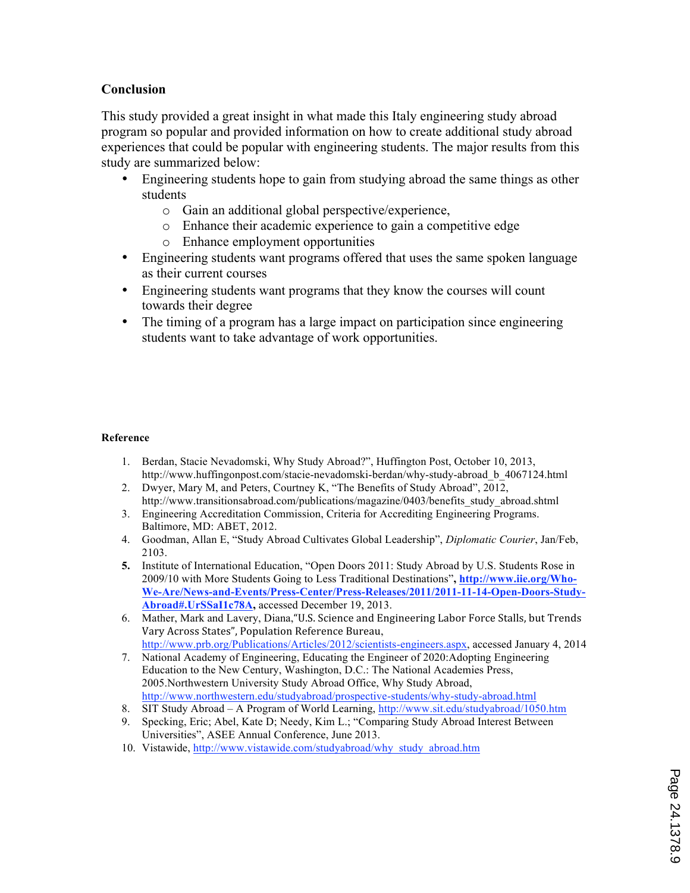## Conclusion

This study provided a great insight in what made this Italy engineering study abroad program so popular and provided information on how to create additional study abroad experiences that could be popular with engineering students. The major results from this study are summarized below:

- Engineering students hope to gain from studying abroad the same things as other students
  - Gain an additional global perspective/experience,
  - Enhance their academic experience to gain a competitive edge
  - Enhance employment opportunities
- Engineering students want programs offered that uses the same spoken language as their current courses
- Engineering students want programs that they know the courses will count towards their degree
- The timing of a program has a large impact on participation since engineering students want to take advantage of work opportunities.

**Reference**

1. Berdan, Stacie Nevadomski, Why Study Abroad?", Huffington Post, October 10, 2013, http://www.huffingonpost.com/stacie-nevadomski-berdan/why-study-abroad_b_4067124.html
2. Dwyer, Mary M, and Peters, Courtney K, "The Benefits of Study Abroad", 2012, http://www.transitionsabroad.com/publications/magazine/0403/benefits_study_abroad.shtml
3. Engineering Accreditation Commission, Criteria for Accrediting Engineering Programs. Baltimore, MD: ABET, 2012.
4. Goodman, Allan E, "Study Abroad Cultivates Global Leadership", *Diplomatic Courier*, Jan/Feb, 2103.
5. Institute of International Education, "Open Doors 2011: Study Abroad by U.S. Students Rose in 2009/10 with More Students Going to Less Traditional Destinations"**, http://www.iie.org/Who-We-Are/News-and-Events/Press-Center/Press-Releases/2011/2011-11-14-Open-Doors-Study-Abroad#.UrSSaI1c78A,** accessed December 19, 2013.
6. Mather, Mark and Lavery, Diana,"U.S. Science and Engineering Labor Force Stalls, but Trends Vary Across States", Population Reference Bureau, http://www.prb.org/Publications/Articles/2012/scientists-engineers.aspx, accessed January 4, 2014
7. National Academy of Engineering, Educating the Engineer of 2020:Adopting Engineering Education to the New Century, Washington, D.C.: The National Academies Press, 2005.Northwestern University Study Abroad Office, Why Study Abroad, http://www.northwestern.edu/studyabroad/prospective-students/why-study-abroad.html
8. SIT Study Abroad – A Program of World Learning, http://www.sit.edu/studyabroad/1050.htm
9. Specking, Eric; Abel, Kate D; Needy, Kim L.; "Comparing Study Abroad Interest Between Universities", ASEE Annual Conference, June 2013.
10. Vistawide, http://www.vistawide.com/studyabroad/why_study_abroad.htm